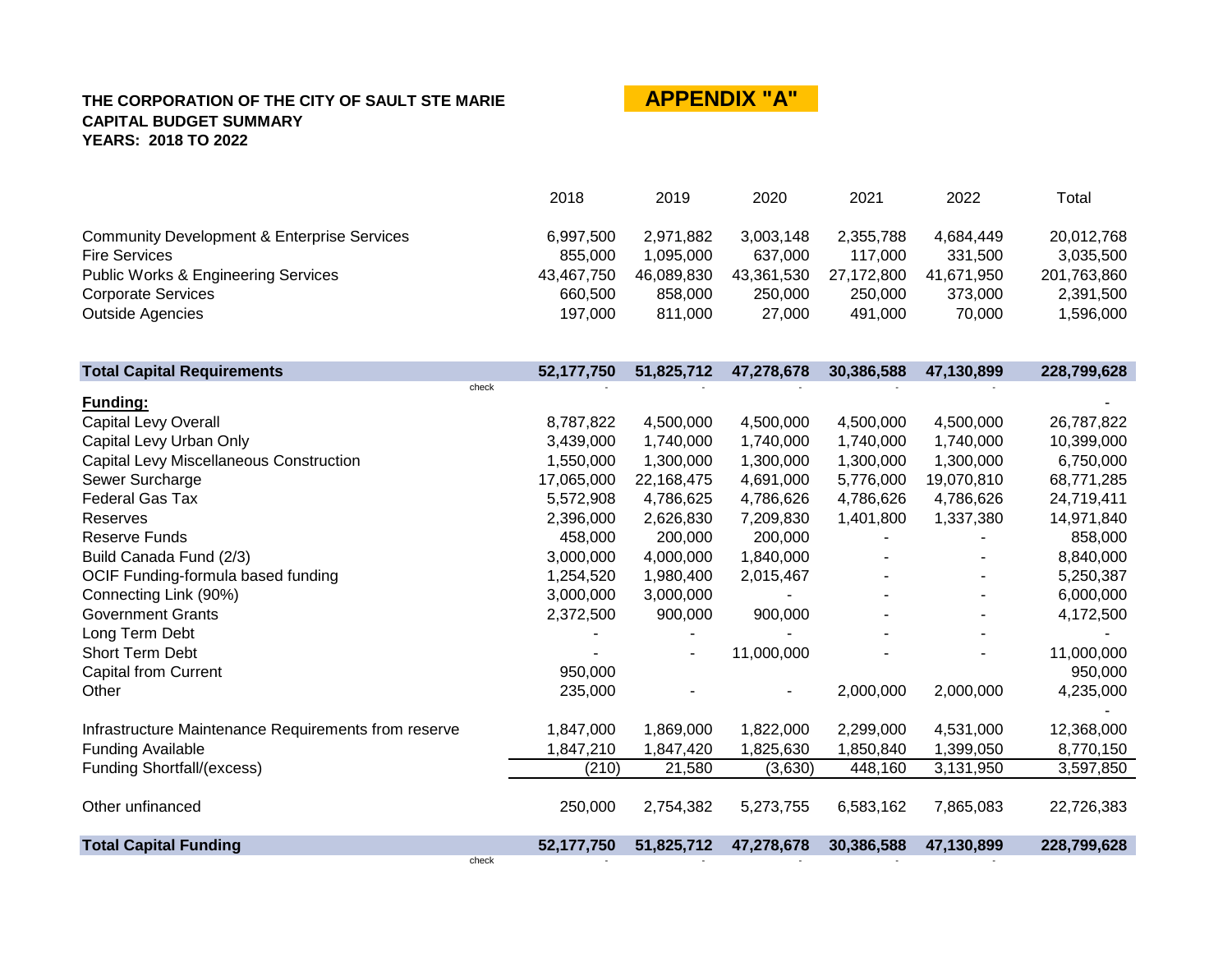**THE CORPORATION OF THE CITY OF SAULT STE MARIE**
**CAPITAL BUDGET SUMMARY**
**YEARS: 2018 TO 2022**

**APPENDIX "A"**

| | 2018 | 2019 | 2020 | 2021 | 2022 | Total |
|---|---|---|---|---|---|---|
| Community Development & Enterprise Services | 6,997,500 | 2,971,882 | 3,003,148 | 2,355,788 | 4,684,449 | 20,012,768 |
| Fire Services | 855,000 | 1,095,000 | 637,000 | 117,000 | 331,500 | 3,035,500 |
| Public Works & Engineering Services | 43,467,750 | 46,089,830 | 43,361,530 | 27,172,800 | 41,671,950 | 201,763,860 |
| Corporate Services | 660,500 | 858,000 | 250,000 | 250,000 | 373,000 | 2,391,500 |
| Outside Agencies | 197,000 | 811,000 | 27,000 | 491,000 | 70,000 | 1,596,000 |
| **Total Capital Requirements** | **52,177,750** | **51,825,712** | **47,278,678** | **30,386,588** | **47,130,899** | **228,799,628** |
| check | - | - | - | - | - | |
| **Funding:** | | | | | | - |
| Capital Levy Overall | 8,787,822 | 4,500,000 | 4,500,000 | 4,500,000 | 4,500,000 | 26,787,822 |
| Capital Levy Urban Only | 3,439,000 | 1,740,000 | 1,740,000 | 1,740,000 | 1,740,000 | 10,399,000 |
| Capital Levy Miscellaneous Construction | 1,550,000 | 1,300,000 | 1,300,000 | 1,300,000 | 1,300,000 | 6,750,000 |
| Sewer Surcharge | 17,065,000 | 22,168,475 | 4,691,000 | 5,776,000 | 19,070,810 | 68,771,285 |
| Federal Gas Tax | 5,572,908 | 4,786,625 | 4,786,626 | 4,786,626 | 4,786,626 | 24,719,411 |
| Reserves | 2,396,000 | 2,626,830 | 7,209,830 | 1,401,800 | 1,337,380 | 14,971,840 |
| Reserve Funds | 458,000 | 200,000 | 200,000 | - | - | 858,000 |
| Build Canada Fund (2/3) | 3,000,000 | 4,000,000 | 1,840,000 | - | - | 8,840,000 |
| OCIF Funding-formula based funding | 1,254,520 | 1,980,400 | 2,015,467 | - | - | 5,250,387 |
| Connecting Link (90%) | 3,000,000 | 3,000,000 | - | - | - | 6,000,000 |
| Government Grants | 2,372,500 | 900,000 | 900,000 | - | - | 4,172,500 |
| Long Term Debt | - | - | - | - | - | - |
| Short Term Debt | - | - | 11,000,000 | - | - | 11,000,000 |
| Capital from Current | 950,000 | | | | | 950,000 |
| Other | 235,000 | - | - | 2,000,000 | 2,000,000 | 4,235,000 |
| | | | | | | - |
| Infrastructure Maintenance Requirements from reserve | 1,847,000 | 1,869,000 | 1,822,000 | 2,299,000 | 4,531,000 | 12,368,000 |
| Funding Available | 1,847,210 | 1,847,420 | 1,825,630 | 1,850,840 | 1,399,050 | 8,770,150 |
| Funding Shortfall/(excess) | (210) | 21,580 | (3,630) | 448,160 | 3,131,950 | 3,597,850 |
| Other unfinanced | 250,000 | 2,754,382 | 5,273,755 | 6,583,162 | 7,865,083 | 22,726,383 |
| **Total Capital Funding** | **52,177,750** | **51,825,712** | **47,278,678** | **30,386,588** | **47,130,899** | **228,799,628** |
| check | - | - | - | - | - | |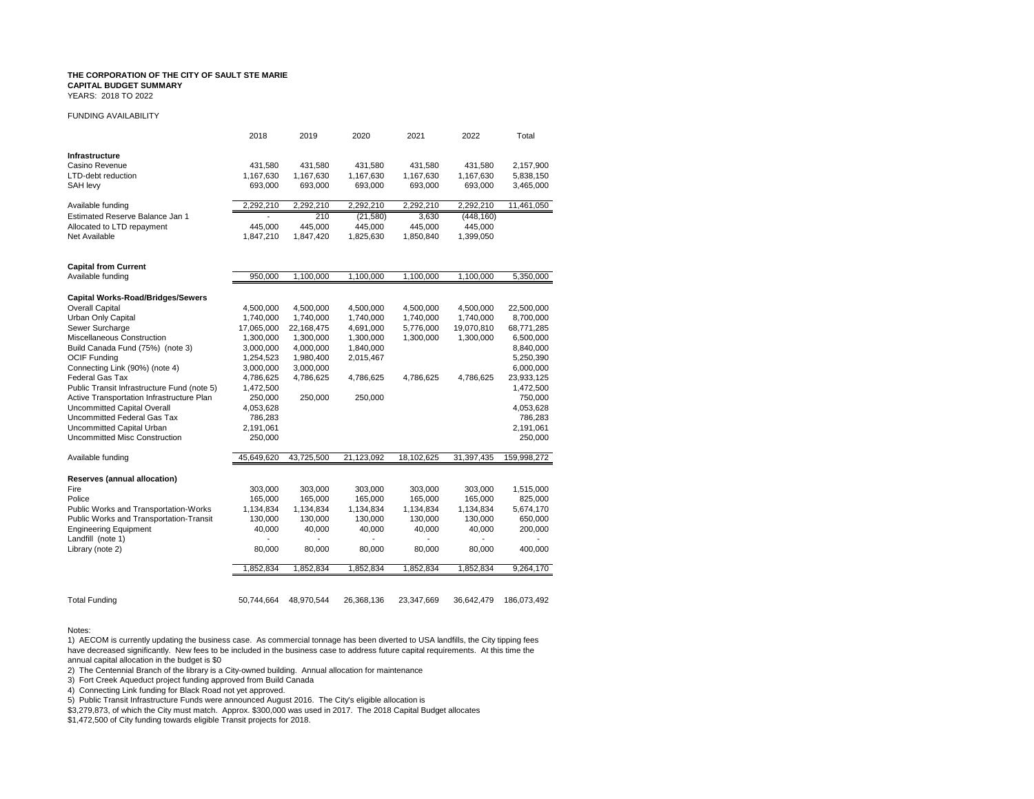**THE CORPORATION OF THE CITY OF SAULT STE MARIE**
**CAPITAL BUDGET SUMMARY**
YEARS: 2018 TO 2022

FUNDING AVAILABILITY

| | 2018 | 2019 | 2020 | 2021 | 2022 | Total |
|---|---|---|---|---|---|---|
| **Infrastructure** | | | | | | |
| Casino Revenue | 431,580 | 431,580 | 431,580 | 431,580 | 431,580 | 2,157,900 |
| LTD-debt reduction | 1,167,630 | 1,167,630 | 1,167,630 | 1,167,630 | 1,167,630 | 5,838,150 |
| SAH levy | 693,000 | 693,000 | 693,000 | 693,000 | 693,000 | 3,465,000 |
| Available funding | 2,292,210 | 2,292,210 | 2,292,210 | 2,292,210 | 2,292,210 | 11,461,050 |
| Estimated Reserve Balance Jan 1 | - | 210 | (21,580) | 3,630 | (448,160) | |
| Allocated to LTD repayment | 445,000 | 445,000 | 445,000 | 445,000 | 445,000 | |
| Net Available | 1,847,210 | 1,847,420 | 1,825,630 | 1,850,840 | 1,399,050 | |
| **Capital from Current** | | | | | | |
| Available funding | 950,000 | 1,100,000 | 1,100,000 | 1,100,000 | 1,100,000 | 5,350,000 |
| **Capital Works-Road/Bridges/Sewers** | | | | | | |
| Overall Capital | 4,500,000 | 4,500,000 | 4,500,000 | 4,500,000 | 4,500,000 | 22,500,000 |
| Urban Only Capital | 1,740,000 | 1,740,000 | 1,740,000 | 1,740,000 | 1,740,000 | 8,700,000 |
| Sewer Surcharge | 17,065,000 | 22,168,475 | 4,691,000 | 5,776,000 | 19,070,810 | 68,771,285 |
| Miscellaneous Construction | 1,300,000 | 1,300,000 | 1,300,000 | 1,300,000 | 1,300,000 | 6,500,000 |
| Build Canada Fund (75%) (note 3) | 3,000,000 | 4,000,000 | 1,840,000 | | | 8,840,000 |
| OCIF Funding | 1,254,523 | 1,980,400 | 2,015,467 | | | 5,250,390 |
| Connecting Link (90%) (note 4) | 3,000,000 | 3,000,000 | | | | 6,000,000 |
| Federal Gas Tax | 4,786,625 | 4,786,625 | 4,786,625 | 4,786,625 | 4,786,625 | 23,933,125 |
| Public Transit Infrastructure Fund (note 5) | 1,472,500 | | | | | 1,472,500 |
| Active Transportation Infrastructure Plan | 250,000 | 250,000 | 250,000 | | | 750,000 |
| Uncommitted Capital Overall | 4,053,628 | | | | | 4,053,628 |
| Uncommitted Federal Gas Tax | 786,283 | | | | | 786,283 |
| Uncommitted Capital Urban | 2,191,061 | | | | | 2,191,061 |
| Uncommitted Misc Construction | 250,000 | | | | | 250,000 |
| Available funding | 45,649,620 | 43,725,500 | 21,123,092 | 18,102,625 | 31,397,435 | 159,998,272 |
| **Reserves (annual allocation)** | | | | | | |
| Fire | 303,000 | 303,000 | 303,000 | 303,000 | 303,000 | 1,515,000 |
| Police | 165,000 | 165,000 | 165,000 | 165,000 | 165,000 | 825,000 |
| Public Works and Transportation-Works | 1,134,834 | 1,134,834 | 1,134,834 | 1,134,834 | 1,134,834 | 5,674,170 |
| Public Works and Transportation-Transit | 130,000 | 130,000 | 130,000 | 130,000 | 130,000 | 650,000 |
| Engineering Equipment | 40,000 | 40,000 | 40,000 | 40,000 | 40,000 | 200,000 |
| Landfill (note 1) | - | - | - | - | - | - |
| Library (note 2) | 80,000 | 80,000 | 80,000 | 80,000 | 80,000 | 400,000 |
| | 1,852,834 | 1,852,834 | 1,852,834 | 1,852,834 | 1,852,834 | 9,264,170 |
| Total Funding | 50,744,664 | 48,970,544 | 26,368,136 | 23,347,669 | 36,642,479 | 186,073,492 |

Notes:

1) AECOM is currently updating the business case. As commercial tonnage has been diverted to USA landfills, the City tipping fees have decreased significantly. New fees to be included in the business case to address future capital requirements. At this time the annual capital allocation in the budget is $0

2) The Centennial Branch of the library is a City-owned building. Annual allocation for maintenance

3) Fort Creek Aqueduct project funding approved from Build Canada

4) Connecting Link funding for Black Road not yet approved.

5) Public Transit Infrastructure Funds were announced August 2016. The City's eligible allocation is $3,279,873, of which the City must match. Approx. $300,000 was used in 2017. The 2018 Capital Budget allocates $1,472,500 of City funding towards eligible Transit projects for 2018.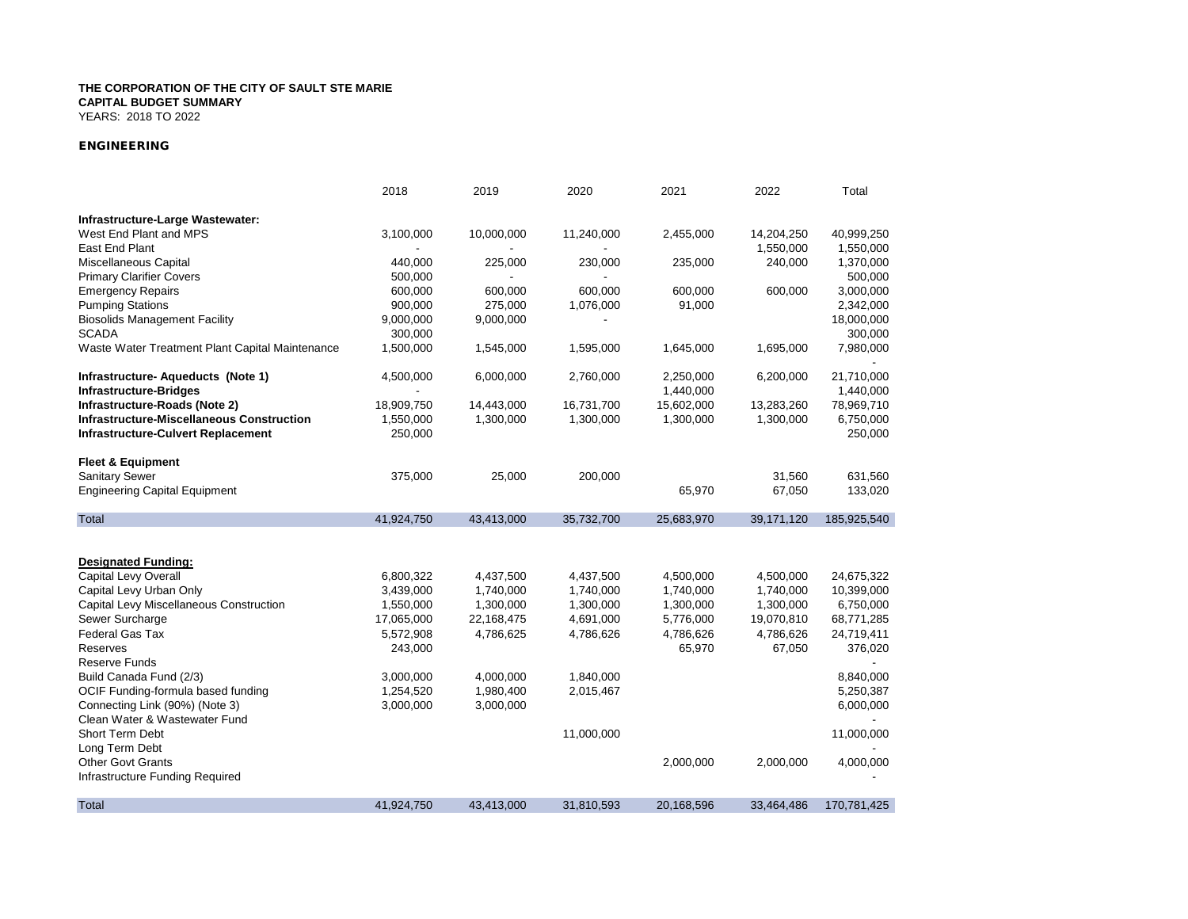**THE CORPORATION OF THE CITY OF SAULT STE MARIE**
**CAPITAL BUDGET SUMMARY**
YEARS: 2018 TO 2022

## ENGINEERING

| | 2018 | 2019 | 2020 | 2021 | 2022 | Total |
|---|---|---|---|---|---|---|
| **Infrastructure-Large Wastewater:** | | | | | | |
| West End Plant and MPS | 3,100,000 | 10,000,000 | 11,240,000 | 2,455,000 | 14,204,250 | 40,999,250 |
| East End Plant | - | - | - | | 1,550,000 | 1,550,000 |
| Miscellaneous Capital | 440,000 | 225,000 | 230,000 | 235,000 | 240,000 | 1,370,000 |
| Primary Clarifier Covers | 500,000 | - | - | | | 500,000 |
| Emergency Repairs | 600,000 | 600,000 | 600,000 | 600,000 | 600,000 | 3,000,000 |
| Pumping Stations | 900,000 | 275,000 | 1,076,000 | 91,000 | | 2,342,000 |
| Biosolids Management Facility | 9,000,000 | 9,000,000 | - | | | 18,000,000 |
| SCADA | 300,000 | | | | | 300,000 |
| Waste Water Treatment Plant Capital Maintenance | 1,500,000 | 1,545,000 | 1,595,000 | 1,645,000 | 1,695,000 | 7,980,000 |
| | | | | | | - |
| **Infrastructure- Aqueducts (Note 1)** | 4,500,000 | 6,000,000 | 2,760,000 | 2,250,000 | 6,200,000 | 21,710,000 |
| **Infrastructure-Bridges** | - | | | 1,440,000 | | 1,440,000 |
| **Infrastructure-Roads (Note 2)** | 18,909,750 | 14,443,000 | 16,731,700 | 15,602,000 | 13,283,260 | 78,969,710 |
| **Infrastructure-Miscellaneous Construction** | 1,550,000 | 1,300,000 | 1,300,000 | 1,300,000 | 1,300,000 | 6,750,000 |
| **Infrastructure-Culvert Replacement** | 250,000 | | | | | 250,000 |
| **Fleet & Equipment** | | | | | | |
| Sanitary Sewer | 375,000 | 25,000 | 200,000 | | 31,560 | 631,560 |
| Engineering Capital Equipment | | | | 65,970 | 67,050 | 133,020 |
| Total | 41,924,750 | 43,413,000 | 35,732,700 | 25,683,970 | 39,171,120 | 185,925,540 |

| | 2018 | 2019 | 2020 | 2021 | 2022 | Total |
|---|---|---|---|---|---|---|
| **Designated Funding:** | | | | | | |
| Capital Levy Overall | 6,800,322 | 4,437,500 | 4,437,500 | 4,500,000 | 4,500,000 | 24,675,322 |
| Capital Levy Urban Only | 3,439,000 | 1,740,000 | 1,740,000 | 1,740,000 | 1,740,000 | 10,399,000 |
| Capital Levy Miscellaneous Construction | 1,550,000 | 1,300,000 | 1,300,000 | 1,300,000 | 1,300,000 | 6,750,000 |
| Sewer Surcharge | 17,065,000 | 22,168,475 | 4,691,000 | 5,776,000 | 19,070,810 | 68,771,285 |
| Federal Gas Tax | 5,572,908 | 4,786,625 | 4,786,626 | 4,786,626 | 4,786,626 | 24,719,411 |
| Reserves | 243,000 | | | 65,970 | 67,050 | 376,020 |
| Reserve Funds | | | | | | - |
| Build Canada Fund (2/3) | 3,000,000 | 4,000,000 | 1,840,000 | | | 8,840,000 |
| OCIF Funding-formula based funding | 1,254,520 | 1,980,400 | 2,015,467 | | | 5,250,387 |
| Connecting Link (90%) (Note 3) | 3,000,000 | 3,000,000 | | | | 6,000,000 |
| Clean Water & Wastewater Fund | | | | | | - |
| Short Term Debt | | | 11,000,000 | | | 11,000,000 |
| Long Term Debt | | | | | | - |
| Other Govt Grants | | | | 2,000,000 | 2,000,000 | 4,000,000 |
| Infrastructure Funding Required | | | | | | - |
| Total | 41,924,750 | 43,413,000 | 31,810,593 | 20,168,596 | 33,464,486 | 170,781,425 |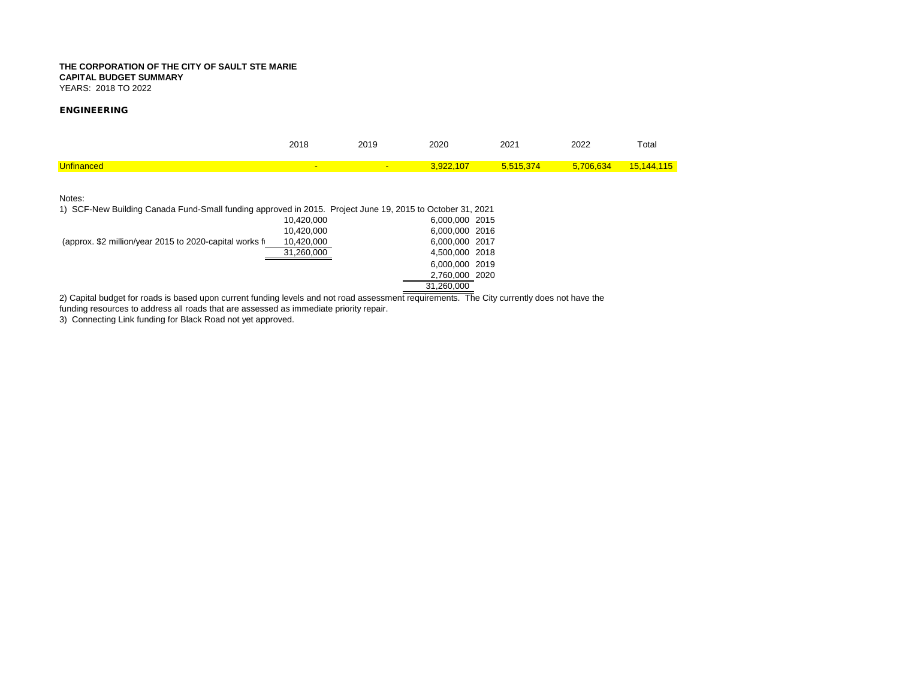**THE CORPORATION OF THE CITY OF SAULT STE MARIE**
**CAPITAL BUDGET SUMMARY**
YEARS: 2018 TO 2022

**ENGINEERING**

| | 2018 | 2019 | 2020 | 2021 | 2022 | Total |
|---|---|---|---|---|---|---|
| Unfinanced | - | - | 3,922,107 | 5,515,374 | 5,706,634 | 15,144,115 |

Notes:

1) SCF-New Building Canada Fund-Small funding approved in 2015. Project June 19, 2015 to October 31, 2021

| | | | |
|---|---|---|---|
| | 10,420,000 | 6,000,000 | 2015 |
| | 10,420,000 | 6,000,000 | 2016 |
| (approx. $2 million/year 2015 to 2020-capital works f | 10,420,000 | 6,000,000 | 2017 |
| | 31,260,000 | 4,500,000 | 2018 |
| | | 6,000,000 | 2019 |
| | | 2,760,000 | 2020 |
| | | 31,260,000 | |

2) Capital budget for roads is based upon current funding levels and not road assessment requirements. The City currently does not have the funding resources to address all roads that are assessed as immediate priority repair.

3) Connecting Link funding for Black Road not yet approved.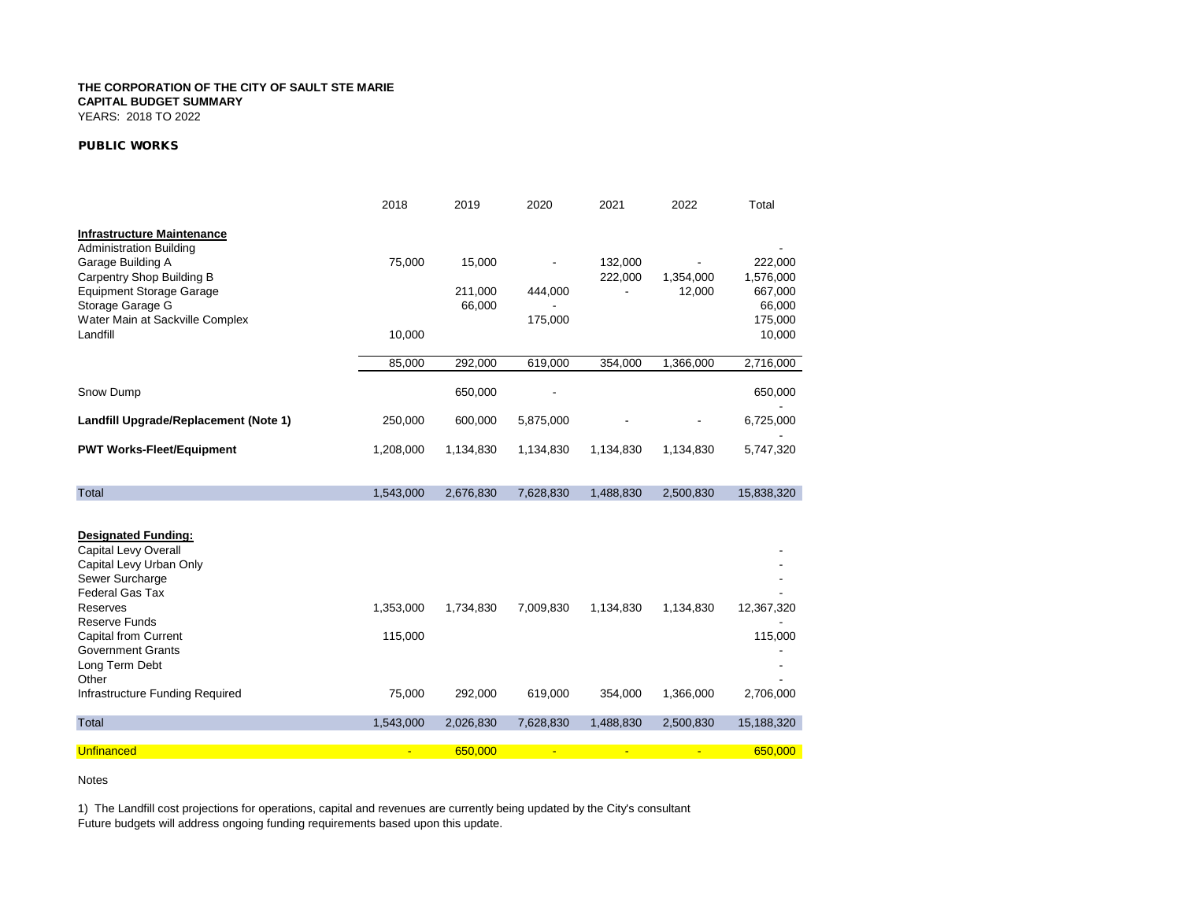**THE CORPORATION OF THE CITY OF SAULT STE MARIE**
**CAPITAL BUDGET SUMMARY**
YEARS: 2018 TO 2022

**PUBLIC WORKS**

| | 2018 | 2019 | 2020 | 2021 | 2022 | Total |
|---|---|---|---|---|---|---|
| **Infrastructure Maintenance** | | | | | | |
| Administration Building | | | | | | - |
| Garage Building A | 75,000 | 15,000 | - | 132,000 | - | 222,000 |
| Carpentry Shop Building B | | | | 222,000 | 1,354,000 | 1,576,000 |
| Equipment Storage Garage | | 211,000 | 444,000 | - | 12,000 | 667,000 |
| Storage Garage G | | 66,000 | - | | | 66,000 |
| Water Main at Sackville Complex | | | 175,000 | | | 175,000 |
| Landfill | 10,000 | | | | | 10,000 |
| | 85,000 | 292,000 | 619,000 | 354,000 | 1,366,000 | 2,716,000 |
| Snow Dump | | 650,000 | - | | | 650,000 |
| | | | | | | - |
| **Landfill Upgrade/Replacement (Note 1)** | 250,000 | 600,000 | 5,875,000 | - | - | 6,725,000 |
| | | | | | | - |
| **PWT Works-Fleet/Equipment** | 1,208,000 | 1,134,830 | 1,134,830 | 1,134,830 | 1,134,830 | 5,747,320 |
| Total | 1,543,000 | 2,676,830 | 7,628,830 | 1,488,830 | 2,500,830 | 15,838,320 |
| **Designated Funding:** | | | | | | |
| Capital Levy Overall | | | | | | - |
| Capital Levy Urban Only | | | | | | - |
| Sewer Surcharge | | | | | | - |
| Federal Gas Tax | | | | | | - |
| Reserves | 1,353,000 | 1,734,830 | 7,009,830 | 1,134,830 | 1,134,830 | 12,367,320 |
| Reserve Funds | | | | | | - |
| Capital from Current | 115,000 | | | | | 115,000 |
| Government Grants | | | | | | - |
| Long Term Debt | | | | | | - |
| Other | | | | | | - |
| Infrastructure Funding Required | 75,000 | 292,000 | 619,000 | 354,000 | 1,366,000 | 2,706,000 |
| Total | 1,543,000 | 2,026,830 | 7,628,830 | 1,488,830 | 2,500,830 | 15,188,320 |
| Unfinanced | - | 650,000 | - | - | - | 650,000 |

Notes

1) The Landfill cost projections for operations, capital and revenues are currently being updated by the City's consultant
Future budgets will address ongoing funding requirements based upon this update.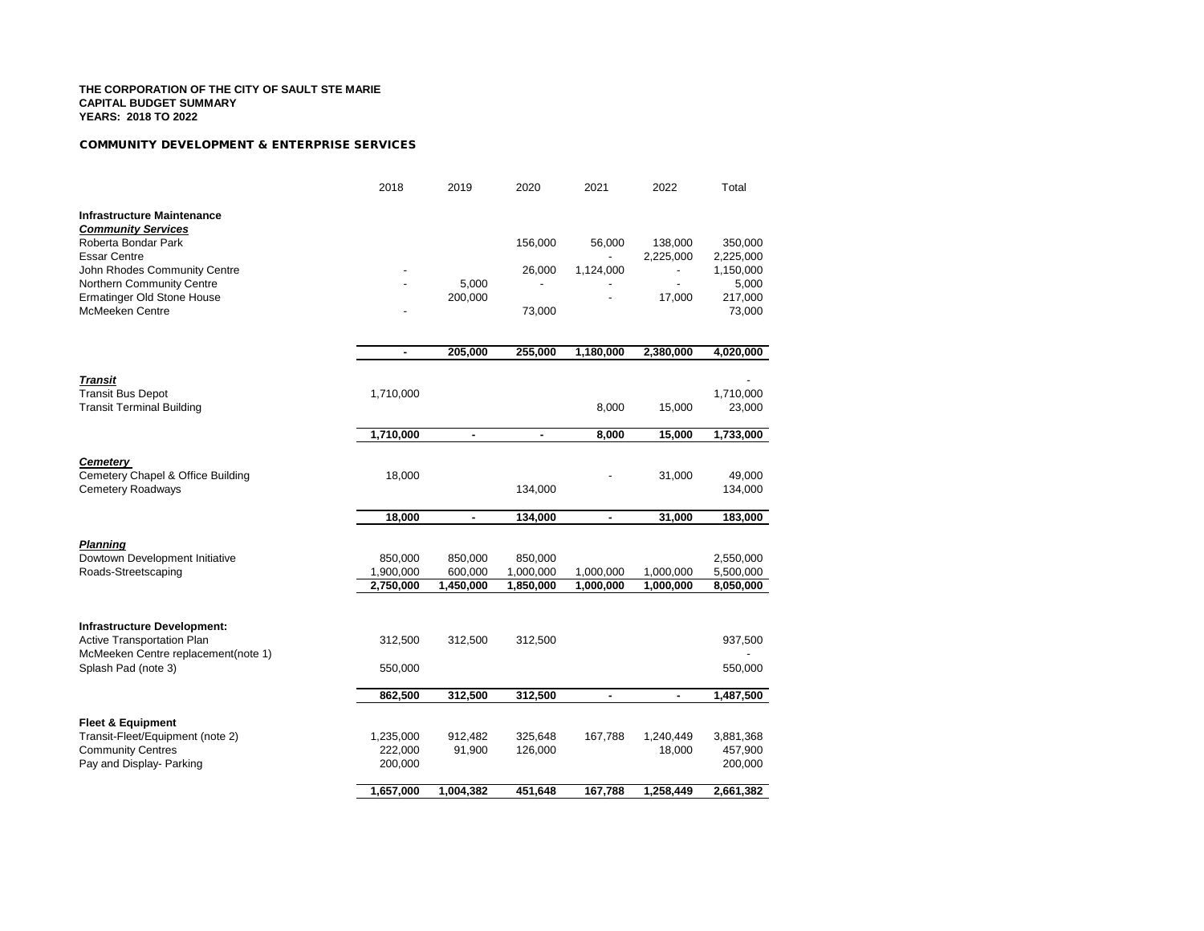**THE CORPORATION OF THE CITY OF SAULT STE MARIE**
**CAPITAL BUDGET SUMMARY**
**YEARS: 2018 TO 2022**

**COMMUNITY DEVELOPMENT & ENTERPRISE SERVICES**

| | 2018 | 2019 | 2020 | 2021 | 2022 | Total |
|---|---|---|---|---|---|---|
| **Infrastructure Maintenance** | | | | | | |
| ***Community Services*** | | | | | | |
| Roberta Bondar Park | | | 156,000 | 56,000 | 138,000 | 350,000 |
| Essar Centre | | | | - | 2,225,000 | 2,225,000 |
| John Rhodes Community Centre | - | | 26,000 | 1,124,000 | - | 1,150,000 |
| Northern Community Centre | - | 5,000 | - | - | - | 5,000 |
| Ermatinger Old Stone House | | 200,000 | | - | 17,000 | 217,000 |
| McMeeken Centre | - | | 73,000 | | | 73,000 |
| | **-** | **205,000** | **255,000** | **1,180,000** | **2,380,000** | **4,020,000** |
| ***Transit*** | | | | | | - |
| Transit Bus Depot | 1,710,000 | | | | | 1,710,000 |
| Transit Terminal Building | | | | 8,000 | 15,000 | 23,000 |
| | **1,710,000** | **-** | **-** | **8,000** | **15,000** | **1,733,000** |
| ***Cemetery*** | | | | | | |
| Cemetery Chapel & Office Building | 18,000 | | | - | 31,000 | 49,000 |
| Cemetery Roadways | | | 134,000 | | | 134,000 |
| | **18,000** | **-** | **134,000** | **-** | **31,000** | **183,000** |
| ***Planning*** | | | | | | |
| Dowtown Development Initiative | 850,000 | 850,000 | 850,000 | | | 2,550,000 |
| Roads-Streetscaping | 1,900,000 | 600,000 | 1,000,000 | 1,000,000 | 1,000,000 | 5,500,000 |
| | **2,750,000** | **1,450,000** | **1,850,000** | **1,000,000** | **1,000,000** | **8,050,000** |
| **Infrastructure Development:** | | | | | | |
| Active Transportation Plan | 312,500 | 312,500 | 312,500 | | | 937,500 |
| McMeeken Centre replacement(note 1) | | | | | | - |
| Splash Pad (note 3) | 550,000 | | | | | 550,000 |
| | **862,500** | **312,500** | **312,500** | **-** | **-** | **1,487,500** |
| **Fleet & Equipment** | | | | | | |
| Transit-Fleet/Equipment (note 2) | 1,235,000 | 912,482 | 325,648 | 167,788 | 1,240,449 | 3,881,368 |
| Community Centres | 222,000 | 91,900 | 126,000 | | 18,000 | 457,900 |
| Pay and Display- Parking | 200,000 | | | | | 200,000 |
| | **1,657,000** | **1,004,382** | **451,648** | **167,788** | **1,258,449** | **2,661,382** |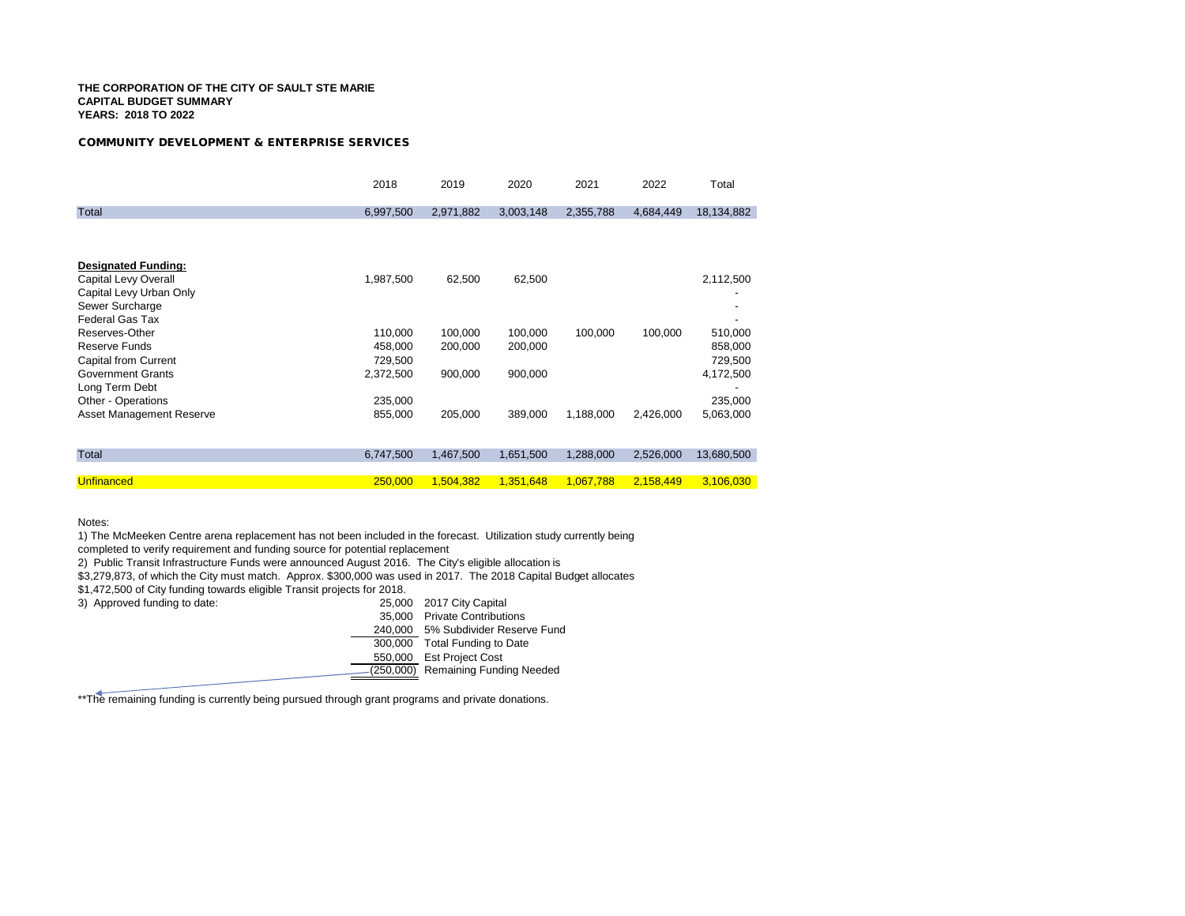**THE CORPORATION OF THE CITY OF SAULT STE MARIE**
**CAPITAL BUDGET SUMMARY**
**YEARS: 2018 TO 2022**

**COMMUNITY DEVELOPMENT & ENTERPRISE SERVICES**

| | 2018 | 2019 | 2020 | 2021 | 2022 | Total |
|---|---|---|---|---|---|---|
| Total | 6,997,500 | 2,971,882 | 3,003,148 | 2,355,788 | 4,684,449 | 18,134,882 |
| | | | | | | |
| **Designated Funding:** | | | | | | |
| Capital Levy Overall | 1,987,500 | 62,500 | 62,500 | | | 2,112,500 |
| Capital Levy Urban Only | | | | | | - |
| Sewer Surcharge | | | | | | - |
| Federal Gas Tax | | | | | | - |
| Reserves-Other | 110,000 | 100,000 | 100,000 | 100,000 | 100,000 | 510,000 |
| Reserve Funds | 458,000 | 200,000 | 200,000 | | | 858,000 |
| Capital from Current | 729,500 | | | | | 729,500 |
| Government Grants | 2,372,500 | 900,000 | 900,000 | | | 4,172,500 |
| Long Term Debt | | | | | | - |
| Other - Operations | 235,000 | | | | | 235,000 |
| Asset Management Reserve | 855,000 | 205,000 | 389,000 | 1,188,000 | 2,426,000 | 5,063,000 |
| | | | | | | |
| Total | 6,747,500 | 1,467,500 | 1,651,500 | 1,288,000 | 2,526,000 | 13,680,500 |
| | | | | | | |
| Unfinanced | 250,000 | 1,504,382 | 1,351,648 | 1,067,788 | 2,158,449 | 3,106,030 |

Notes:

1) The McMeeken Centre arena replacement has not been included in the forecast. Utilization study currently being completed to verify requirement and funding source for potential replacement

2) Public Transit Infrastructure Funds were announced August 2016. The City's eligible allocation is $3,279,873, of which the City must match. Approx. $300,000 was used in 2017. The 2018 Capital Budget allocates $1,472,500 of City funding towards eligible Transit projects for 2018.

3) Approved funding to date:

| Amount | Description |
|---|---|
| 25,000 | 2017 City Capital |
| 35,000 | Private Contributions |
| 240,000 | 5% Subdivider Reserve Fund |
| 300,000 | Total Funding to Date |
| 550,000 | Est Project Cost |
| (250,000) | Remaining Funding Needed |

**The remaining funding is currently being pursued through grant programs and private donations.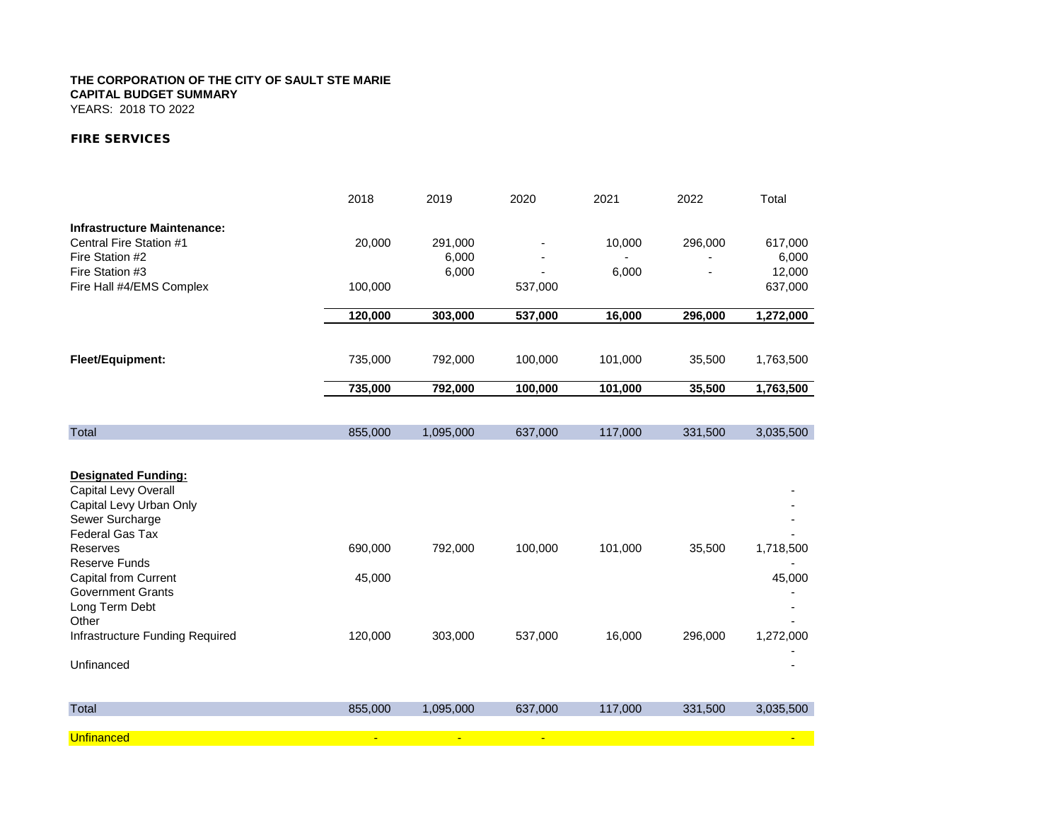**THE CORPORATION OF THE CITY OF SAULT STE MARIE**
**CAPITAL BUDGET SUMMARY**
YEARS: 2018 TO 2022

**FIRE SERVICES**

| | 2018 | 2019 | 2020 | 2021 | 2022 | Total |
|---|---|---|---|---|---|---|
| **Infrastructure Maintenance:** | | | | | | |
| Central Fire Station #1 | 20,000 | 291,000 | - | 10,000 | 296,000 | 617,000 |
| Fire Station #2 | | 6,000 | - | - | - | 6,000 |
| Fire Station #3 | | 6,000 | - | 6,000 | - | 12,000 |
| Fire Hall #4/EMS Complex | 100,000 | | 537,000 | | | 637,000 |
| | **120,000** | **303,000** | **537,000** | **16,000** | **296,000** | **1,272,000** |
| **Fleet/Equipment:** | 735,000 | 792,000 | 100,000 | 101,000 | 35,500 | 1,763,500 |
| | **735,000** | **792,000** | **100,000** | **101,000** | **35,500** | **1,763,500** |
| Total | 855,000 | 1,095,000 | 637,000 | 117,000 | 331,500 | 3,035,500 |
| **Designated Funding:** | | | | | | |
| Capital Levy Overall | | | | | | - |
| Capital Levy Urban Only | | | | | | - |
| Sewer Surcharge | | | | | | - |
| Federal Gas Tax | | | | | | - |
| Reserves | 690,000 | 792,000 | 100,000 | 101,000 | 35,500 | 1,718,500 |
| Reserve Funds | | | | | | - |
| Capital from Current | 45,000 | | | | | 45,000 |
| Government Grants | | | | | | - |
| Long Term Debt | | | | | | - |
| Other | | | | | | - |
| Infrastructure Funding Required | 120,000 | 303,000 | 537,000 | 16,000 | 296,000 | 1,272,000 |
| | | | | | | - |
| Unfinanced | | | | | | - |
| Total | 855,000 | 1,095,000 | 637,000 | 117,000 | 331,500 | 3,035,500 |
| Unfinanced | - | - | - | | | - |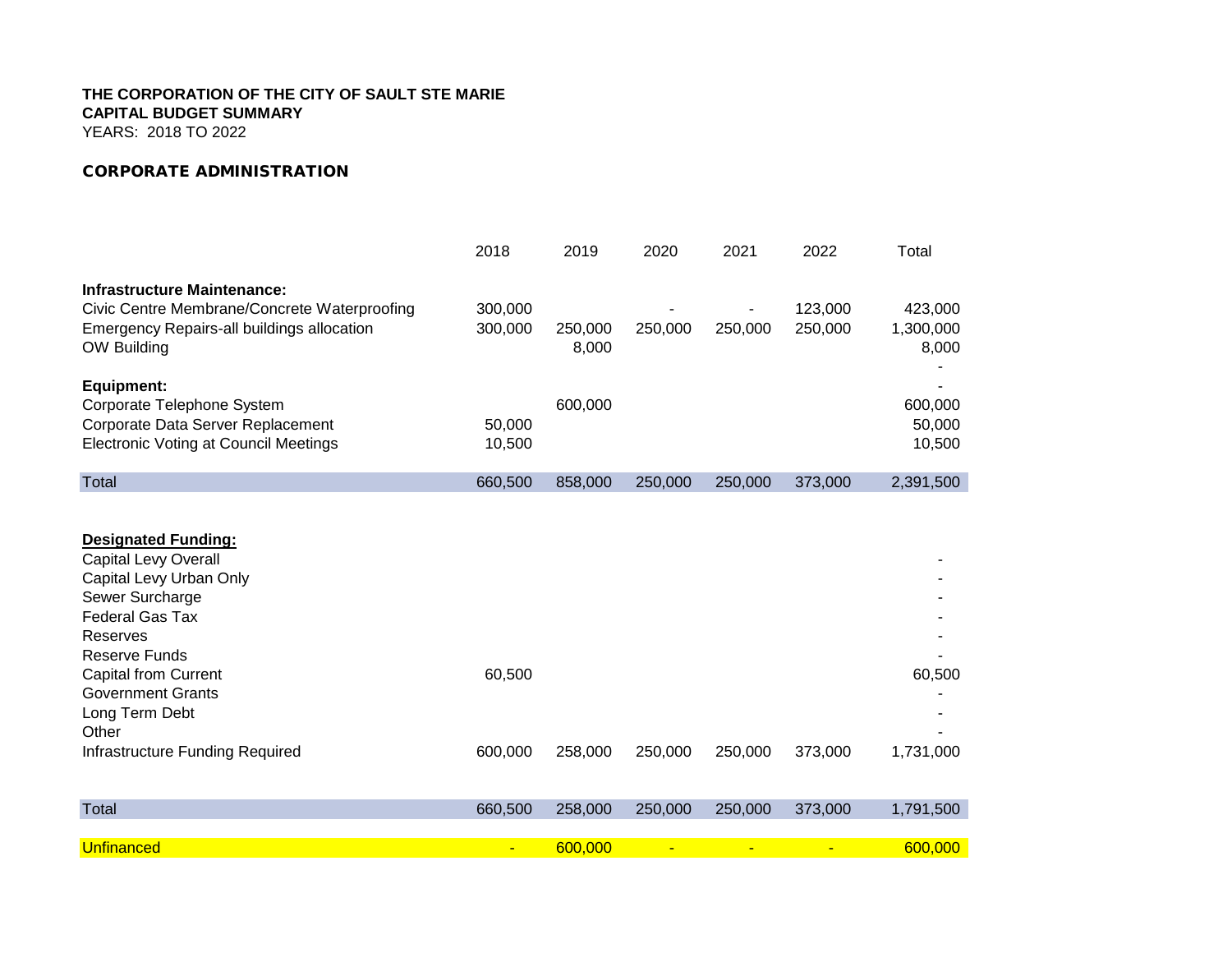**THE CORPORATION OF THE CITY OF SAULT STE MARIE**
**CAPITAL BUDGET SUMMARY**
YEARS: 2018 TO 2022

## CORPORATE ADMINISTRATION

| | 2018 | 2019 | 2020 | 2021 | 2022 | Total |
|---|---|---|---|---|---|---|
| **Infrastructure Maintenance:** | | | | | | |
| Civic Centre Membrane/Concrete Waterproofing | 300,000 | | - | - | 123,000 | 423,000 |
| Emergency Repairs-all buildings allocation | 300,000 | 250,000 | 250,000 | 250,000 | 250,000 | 1,300,000 |
| OW Building | | 8,000 | | | | 8,000 |
| | | | | | | - |
| **Equipment:** | | | | | | - |
| Corporate Telephone System | | 600,000 | | | | 600,000 |
| Corporate Data Server Replacement | 50,000 | | | | | 50,000 |
| Electronic Voting at Council Meetings | 10,500 | | | | | 10,500 |
| Total | 660,500 | 858,000 | 250,000 | 250,000 | 373,000 | 2,391,500 |

| | 2018 | 2019 | 2020 | 2021 | 2022 | Total |
|---|---|---|---|---|---|---|
| **Designated Funding:** | | | | | | |
| Capital Levy Overall | | | | | | - |
| Capital Levy Urban Only | | | | | | - |
| Sewer Surcharge | | | | | | - |
| Federal Gas Tax | | | | | | - |
| Reserves | | | | | | - |
| Reserve Funds | | | | | | - |
| Capital from Current | 60,500 | | | | | 60,500 |
| Government Grants | | | | | | - |
| Long Term Debt | | | | | | - |
| Other | | | | | | - |
| Infrastructure Funding Required | 600,000 | 258,000 | 250,000 | 250,000 | 373,000 | 1,731,000 |
| Total | 660,500 | 258,000 | 250,000 | 250,000 | 373,000 | 1,791,500 |
| Unfinanced | - | 600,000 | - | - | - | 600,000 |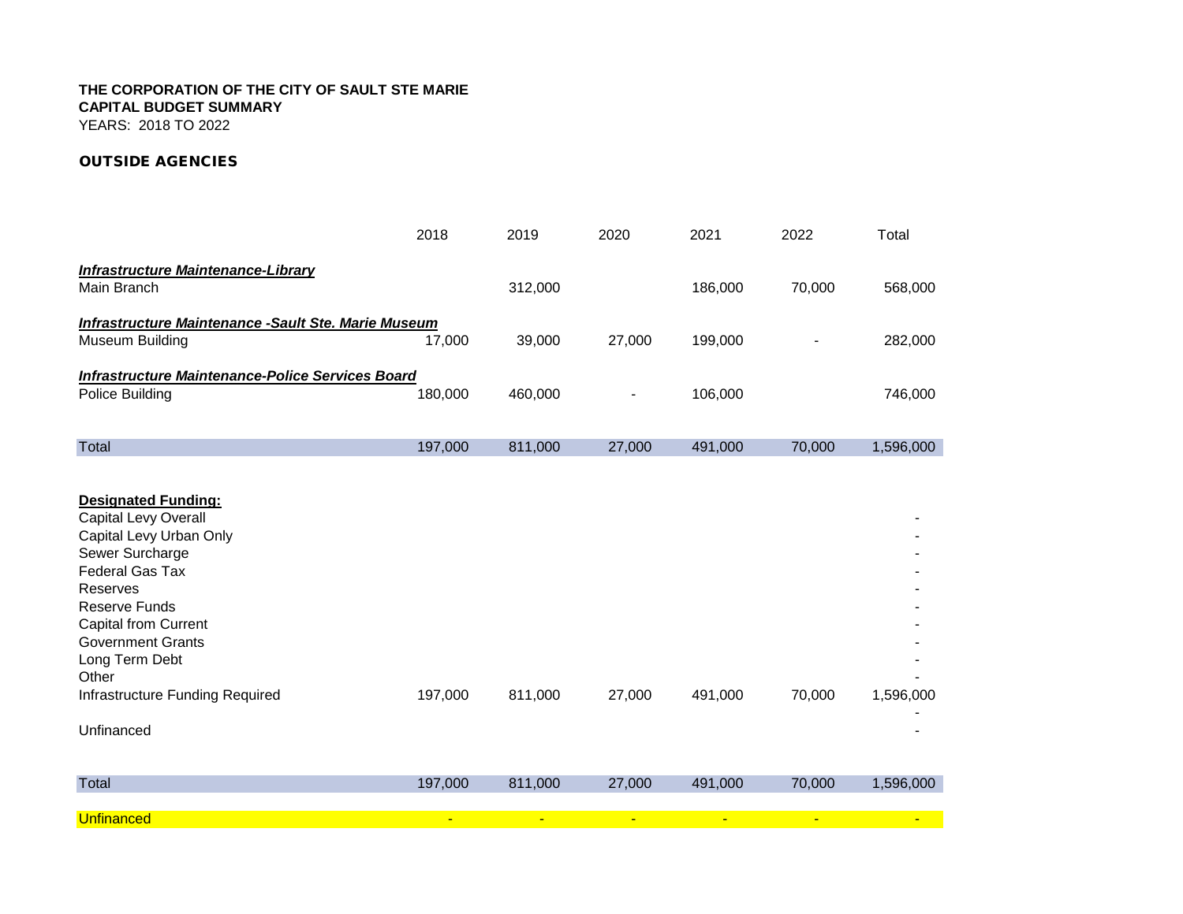**THE CORPORATION OF THE CITY OF SAULT STE MARIE**
**CAPITAL BUDGET SUMMARY**
YEARS: 2018 TO 2022

**OUTSIDE AGENCIES**

| | 2018 | 2019 | 2020 | 2021 | 2022 | Total |
|---|---|---|---|---|---|---|
| ***Infrastructure Maintenance-Library*** | | | | | | |
| Main Branch | | 312,000 | | 186,000 | 70,000 | 568,000 |
| ***Infrastructure Maintenance -Sault Ste. Marie Museum*** | | | | | | |
| Museum Building | 17,000 | 39,000 | 27,000 | 199,000 | - | 282,000 |
| ***Infrastructure Maintenance-Police Services Board*** | | | | | | |
| Police Building | 180,000 | 460,000 | - | 106,000 | | 746,000 |
| Total | 197,000 | 811,000 | 27,000 | 491,000 | 70,000 | 1,596,000 |
| **Designated Funding:** | | | | | | |
| Capital Levy Overall | | | | | | - |
| Capital Levy Urban Only | | | | | | - |
| Sewer Surcharge | | | | | | - |
| Federal Gas Tax | | | | | | - |
| Reserves | | | | | | - |
| Reserve Funds | | | | | | - |
| Capital from Current | | | | | | - |
| Government Grants | | | | | | - |
| Long Term Debt | | | | | | - |
| Other | | | | | | - |
| Infrastructure Funding Required | 197,000 | 811,000 | 27,000 | 491,000 | 70,000 | 1,596,000 |
| | | | | | | - |
| Unfinanced | | | | | | - |
| Total | 197,000 | 811,000 | 27,000 | 491,000 | 70,000 | 1,596,000 |
| Unfinanced | - | - | - | - | - | - |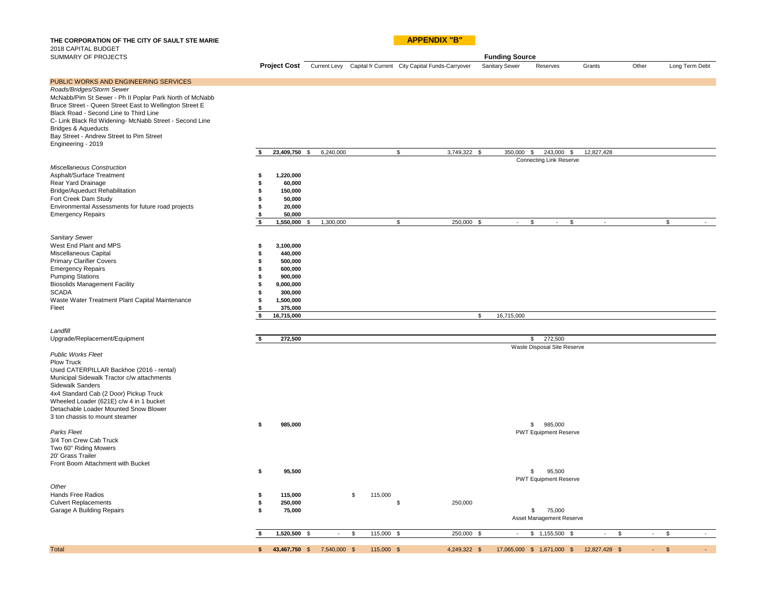**THE CORPORATION OF THE CITY OF SAULT STE MARIE**

2018 CAPITAL BUDGET

SUMMARY OF PROJECTS

**APPENDIX "B"**

| | Project Cost | Funding Source | | | | | | | |
|---|---|---|---|---|---|---|---|---|---|
| | | Current Levy | Capital fr Current | City Capital Funds-Carryover | Sanitary Sewer | Reserves | Grants | Other | Long Term Debt |
| **PUBLIC WORKS AND ENGINEERING SERVICES** | | | | | | | | | |
| *Roads/Bridges/Storm Sewer* | | | | | | | | | |
| McNabb/Pim St Sewer - Ph II Poplar Park North of McNabb | | | | | | | | | |
| Bruce Street - Queen Street East to Wellington Street E | | | | | | | | | |
| Black Road - Second Line to Third Line | | | | | | | | | |
| C- Link Black Rd Widening- McNabb Street - Second Line | | | | | | | | | |
| Bridges & Aqueducts | | | | | | | | | |
| Bay Street - Andrew Street to Pim Street | | | | | | | | | |
| Engineering - 2019 | | | | | | | | | |
| | **$ 23,409,750** | $ 6,240,000 | | $ 3,749,322 | $ 350,000 | $ 243,000 Connecting Link Reserve | $ 12,827,428 | | |
| *Miscellaneous Construction* | | | | | | | | | |
| Asphalt/Surface Treatment | **$ 1,220,000** | | | | | | | | |
| Rear Yard Drainage | **$ 60,000** | | | | | | | | |
| Bridge/Aqueduct Rehabilitation | **$ 150,000** | | | | | | | | |
| Fort Creek Dam Study | **$ 50,000** | | | | | | | | |
| Environmental Assessments for future road projects | **$ 20,000** | | | | | | | | |
| Emergency Repairs | **$ 50,000** | | | | | | | | |
| | **$ 1,550,000** | $ 1,300,000 | | $ 250,000 | $ - | $ - | $ - | | $ - |
| *Sanitary Sewer* | | | | | | | | | |
| West End Plant and MPS | **$ 3,100,000** | | | | | | | | |
| Miscellaneous Capital | **$ 440,000** | | | | | | | | |
| Primary Clarifier Covers | **$ 500,000** | | | | | | | | |
| Emergency Repairs | **$ 600,000** | | | | | | | | |
| Pumping Stations | **$ 900,000** | | | | | | | | |
| Biosolids Management Facility | **$ 9,000,000** | | | | | | | | |
| SCADA | **$ 300,000** | | | | | | | | |
| Waste Water Treatment Plant Capital Maintenance | **$ 1,500,000** | | | | | | | | |
| Fleet | **$ 375,000** | | | | | | | | |
| | **$ 16,715,000** | | | | $ 16,715,000 | | | | |
| *Landfill* | | | | | | | | | |
| Upgrade/Replacement/Equipment | **$ 272,500** | | | | | $ 272,500 Waste Disposal Site Reserve | | | |
| *Public Works Fleet* | | | | | | | | | |
| Plow Truck | | | | | | | | | |
| Used CATERPILLAR Backhoe (2016 - rental) | | | | | | | | | |
| Municipal Sidewalk Tractor c/w attachments | | | | | | | | | |
| Sidewalk Sanders | | | | | | | | | |
| 4x4 Standard Cab (2 Door) Pickup Truck | | | | | | | | | |
| Wheeled Loader (621E) c/w 4 in 1 bucket | | | | | | | | | |
| Detachable Loader Mounted Snow Blower | | | | | | | | | |
| 3 ton chassis to mount steamer | | | | | | | | | |
| | **$ 985,000** | | | | | $ 985,000 PWT Equipment Reserve | | | |
| *Parks Fleet* | | | | | | | | | |
| 3/4 Ton Crew Cab Truck | | | | | | | | | |
| Two 60" Riding Mowers | | | | | | | | | |
| 20' Grass Trailer | | | | | | | | | |
| Front Boom Attachment with Bucket | | | | | | | | | |
| | **$ 95,500** | | | | | $ 95,500 PWT Equipment Reserve | | | |
| *Other* | | | | | | | | | |
| Hands Free Radios | **$ 115,000** | | $ 115,000 | | | | | | |
| Culvert Replacements | **$ 250,000** | | | $ 250,000 | | | | | |
| Garage A Building Repairs | **$ 75,000** | | | | | $ 75,000 Asset Management Reserve | | | |
| | **$ 1,520,500** | $ - | $ 115,000 | $ 250,000 | $ - | $ 1,155,500 | $ - | $ - | $ - |
| **Total** | **$ 43,467,750** | $ 7,540,000 | $ 115,000 | $ 4,249,322 | $ 17,065,000 | $ 1,671,000 | $ 12,827,428 | $ - | $ - |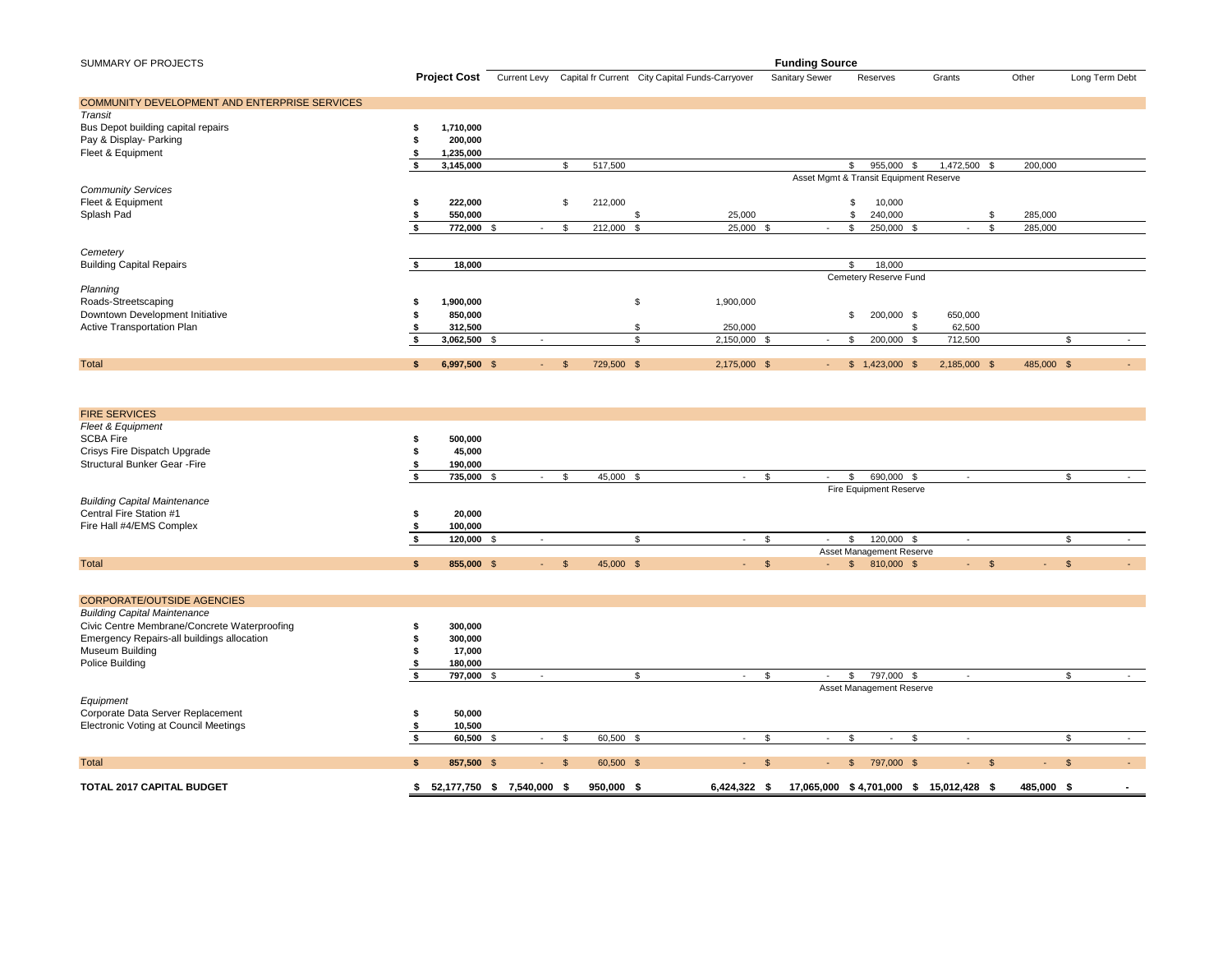SUMMARY OF PROJECTS

| | Project Cost | Current Levy | Capital fr Current | City Capital Funds-Carryover | Sanitary Sewer | Reserves | Grants | Other | Long Term Debt |
|---|---|---|---|---|---|---|---|---|---|
| | | **Funding Source** | | | | | | | |
| **COMMUNITY DEVELOPMENT AND ENTERPRISE SERVICES** | | | | | | | | | |
| *Transit* | | | | | | | | | |
| Bus Depot building capital repairs | $ 1,710,000 | | | | | | | | |
| Pay & Display- Parking | $ 200,000 | | | | | | | | |
| Fleet & Equipment | $ 1,235,000 | | | | | | | | |
| | $ 3,145,000 | | $ 517,500 | | | $ 955,000 | $ 1,472,500 | $ 200,000 | |
| | | | | | | Asset Mgmt & Transit Equipment Reserve | | | |
| *Community Services* | | | | | | | | | |
| Fleet & Equipment | $ 222,000 | | $ 212,000 | | | $ 10,000 | | | |
| Splash Pad | $ 550,000 | | | $ 25,000 | | $ 240,000 | | $ 285,000 | |
| | $ 772,000 | $ - | $ 212,000 | $ 25,000 | $ - | $ 250,000 | $ - | $ 285,000 | |
| *Cemetery* | | | | | | | | | |
| Building Capital Repairs | $ 18,000 | | | | | $ 18,000 | | | |
| | | | | | | Cemetery Reserve Fund | | | |
| *Planning* | | | | | | | | | |
| Roads-Streetscaping | $ 1,900,000 | | | $ 1,900,000 | | | | | |
| Downtown Development Initiative | $ 850,000 | | | | | $ 200,000 | $ 650,000 | | |
| Active Transportation Plan | $ 312,500 | | | $ 250,000 | | | $ 62,500 | | |
| | $ 3,062,500 | $ - | | $ 2,150,000 | $ - | $ 200,000 | $ 712,500 | | $ - |
| Total | $ 6,997,500 | $ - | $ 729,500 | $ 2,175,000 | $ - | $ 1,423,000 | $ 2,185,000 | $ 485,000 | $ - |
| **FIRE SERVICES** | | | | | | | | | |
| *Fleet & Equipment* | | | | | | | | | |
| SCBA Fire | $ 500,000 | | | | | | | | |
| Crisys Fire Dispatch Upgrade | $ 45,000 | | | | | | | | |
| Structural Bunker Gear -Fire | $ 190,000 | | | | | | | | |
| | $ 735,000 | $ - | $ 45,000 | $ - | $ - | $ 690,000 | $ - | | $ - |
| | | | | | | Fire Equipment Reserve | | | |
| *Building Capital Maintenance* | | | | | | | | | |
| Central Fire Station #1 | $ 20,000 | | | | | | | | |
| Fire Hall #4/EMS Complex | $ 100,000 | | | | | | | | |
| | $ 120,000 | $ - | | $ - | $ - | $ 120,000 | $ - | | $ - |
| | | | | | | Asset Management Reserve | | | |
| Total | $ 855,000 | $ - | $ 45,000 | $ - | $ - | $ 810,000 | $ - | $ - | $ - |
| **CORPORATE/OUTSIDE AGENCIES** | | | | | | | | | |
| *Building Capital Maintenance* | | | | | | | | | |
| Civic Centre Membrane/Concrete Waterproofing | $ 300,000 | | | | | | | | |
| Emergency Repairs-all buildings allocation | $ 300,000 | | | | | | | | |
| Museum Building | $ 17,000 | | | | | | | | |
| Police Building | $ 180,000 | | | | | | | | |
| | $ 797,000 | $ - | | $ - | $ - | $ 797,000 | $ - | | $ - |
| | | | | | | Asset Management Reserve | | | |
| *Equipment* | | | | | | | | | |
| Corporate Data Server Replacement | $ 50,000 | | | | | | | | |
| Electronic Voting at Council Meetings | $ 10,500 | | | | | | | | |
| | $ 60,500 | $ - | $ 60,500 | $ - | $ - | $ - | $ - | | $ - |
| Total | $ 857,500 | $ - | $ 60,500 | $ - | $ - | $ 797,000 | $ - | $ - | $ - |
| **TOTAL 2017 CAPITAL BUDGET** | **$ 52,177,750** | **$ 7,540,000** | **$ 950,000** | **$ 6,424,322** | **$ 17,065,000** | **$ 4,701,000** | **$ 15,012,428** | **$ 485,000** | **$ -** |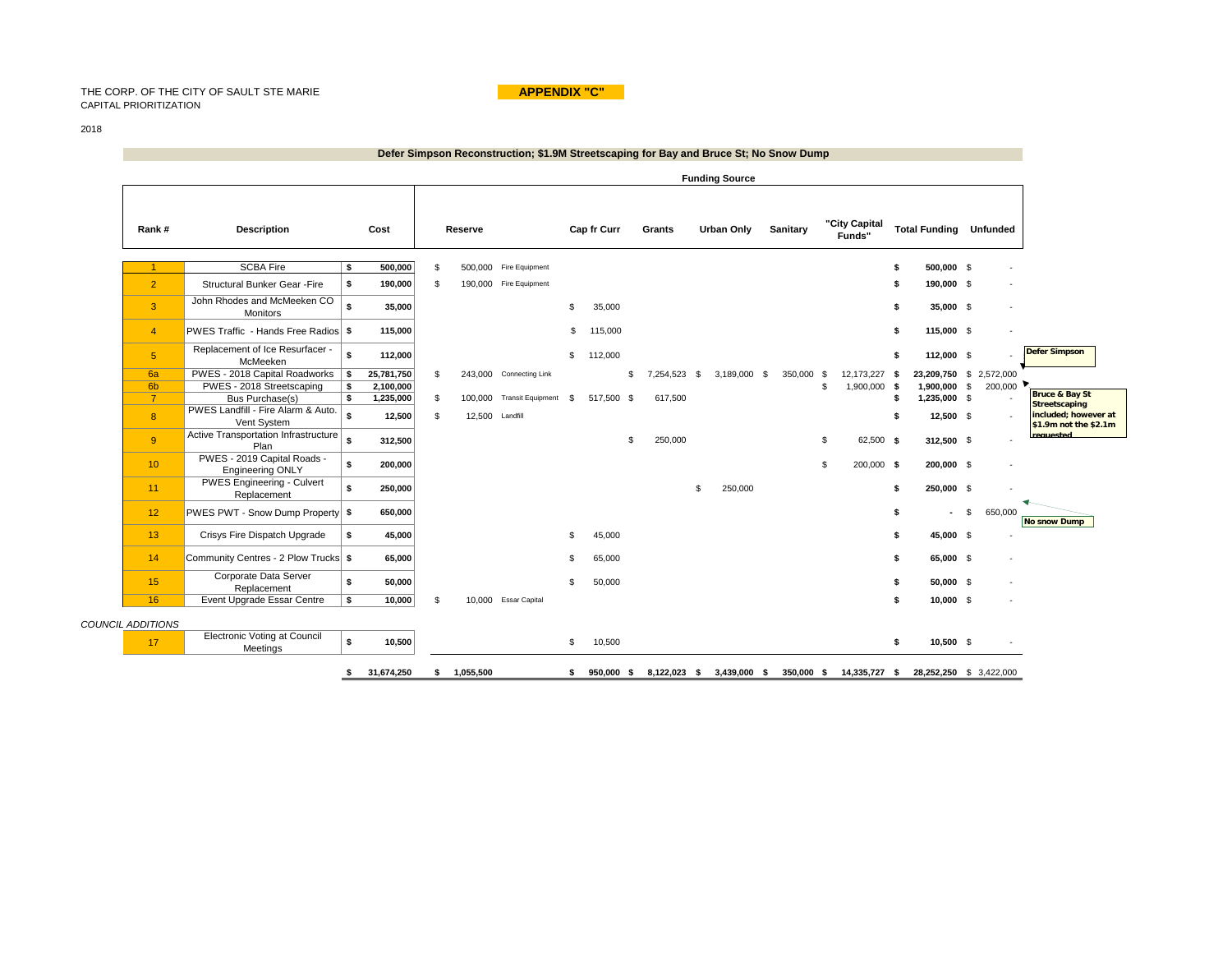THE CORP. OF THE CITY OF SAULT STE MARIE
CAPITAL PRIORITIZATION

**APPENDIX "C"**

2018

**Defer Simpson Reconstruction; $1.9M Streetscaping for Bay and Bruce St; No Snow Dump**

| | | | Funding Source | | | | | | | | | |
|---|---|---|---|---|---|---|---|---|---|---|---|---|
| **Rank #** | **Description** | **Cost** | **Reserve** | | **Cap fr Curr** | **Grants** | **Urban Only** | **Sanitary** | **"City Capital Funds"** | **Total Funding** | **Unfunded** | |
| 1 | SCBA Fire | $ 500,000 | $ 500,000 | Fire Equipment | | | | | | $ 500,000 | $ - | |
| 2 | Structural Bunker Gear -Fire | $ 190,000 | $ 190,000 | Fire Equipment | | | | | | $ 190,000 | $ - | |
| 3 | John Rhodes and McMeeken CO Monitors | $ 35,000 | | | $ 35,000 | | | | | $ 35,000 | $ - | |
| 4 | PWES Traffic - Hands Free Radios | $ 115,000 | | | $ 115,000 | | | | | $ 115,000 | $ - | |
| 5 | Replacement of Ice Resurfacer - McMeeken | $ 112,000 | | | $ 112,000 | | | | | $ 112,000 | $ - | Defer Simpson |
| 6a | PWES - 2018 Capital Roadworks | $ 25,781,750 | $ 243,000 | Connecting Link | | $ 7,254,523 | $ 3,189,000 | $ 350,000 | $ 12,173,227 | $ 23,209,750 | $ 2,572,000 | |
| 6b | PWES - 2018 Streetscaping | $ 2,100,000 | | | | | | | $ 1,900,000 | $ 1,900,000 | $ 200,000 | Bruce & Bay St Streetscaping included; however at $1.9m not the $2.1m requested |
| 7 | Bus Purchase(s) | $ 1,235,000 | $ 100,000 | Transit Equipment | $ 517,500 | $ 617,500 | | | | $ 1,235,000 | $ - | |
| 8 | PWES Landfill - Fire Alarm & Auto. Vent System | $ 12,500 | $ 12,500 | Landfill | | | | | | $ 12,500 | $ - | |
| 9 | Active Transportation Infrastructure Plan | $ 312,500 | | | | $ 250,000 | | | $ 62,500 | $ 312,500 | $ - | |
| 10 | PWES - 2019 Capital Roads - Engineering ONLY | $ 200,000 | | | | | | | $ 200,000 | $ 200,000 | $ - | |
| 11 | PWES Engineering - Culvert Replacement | $ 250,000 | | | | | $ 250,000 | | | $ 250,000 | $ - | |
| 12 | PWES PWT - Snow Dump Property | $ 650,000 | | | | | | | | $ - | $ 650,000 | No snow Dump |
| 13 | Crisys Fire Dispatch Upgrade | $ 45,000 | | | $ 45,000 | | | | | $ 45,000 | $ - | |
| 14 | Community Centres - 2 Plow Trucks | $ 65,000 | | | $ 65,000 | | | | | $ 65,000 | $ - | |
| 15 | Corporate Data Server Replacement | $ 50,000 | | | $ 50,000 | | | | | $ 50,000 | $ - | |
| 16 | Event Upgrade Essar Centre | $ 10,000 | $ 10,000 | Essar Capital | | | | | | $ 10,000 | $ - | |
| *COUNCIL ADDITIONS* | | | | | | | | | | | | |
| 17 | Electronic Voting at Council Meetings | $ 10,500 | | | $ 10,500 | | | | | $ 10,500 | $ - | |
| | | $ 31,674,250 | $ 1,055,500 | | $ 950,000 | $ 8,122,023 | $ 3,439,000 | $ 350,000 | $ 14,335,727 | $ 28,252,250 | $ 3,422,000 | |